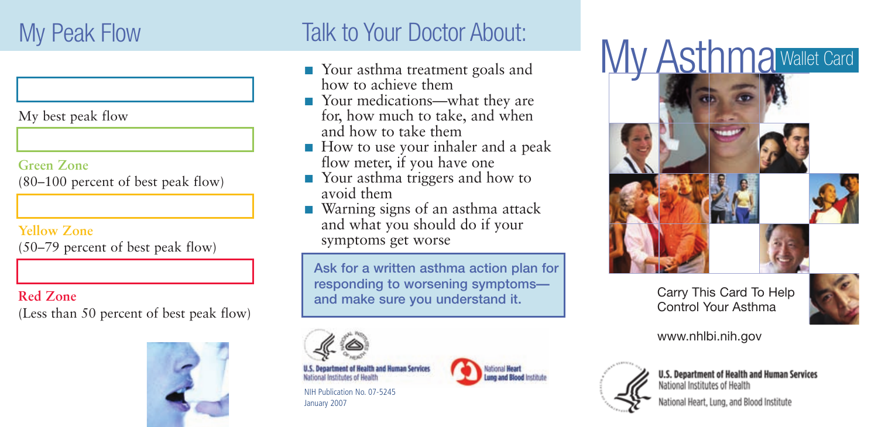## My Peak Flow

My best peak flow

**Green Zone**
(80–100 percent of best peak flow)

**Yellow Zone**
(50–79 percent of best peak flow)

**Red Zone**
(Less than 50 percent of best peak flow)

## Talk to Your Doctor About:

- Your asthma treatment goals and how to achieve them
- Your medications—what they are for, how much to take, and when and how to take them
- How to use your inhaler and a peak flow meter, if you have one
- Your asthma triggers and how to avoid them
- Warning signs of an asthma attack and what you should do if your symptoms get worse

**Ask for a written asthma action plan for responding to worsening symptoms—and make sure you understand it.**

U.S. Department of Health and Human Services
National Institutes of Health

National Heart Lung and Blood Institute

NIH Publication No. 07-5245
January 2007

# My Asthma Wallet Card

Carry This Card To Help Control Your Asthma

www.nhlbi.nih.gov

U.S. Department of Health and Human Services
National Institutes of Health
National Heart, Lung, and Blood Institute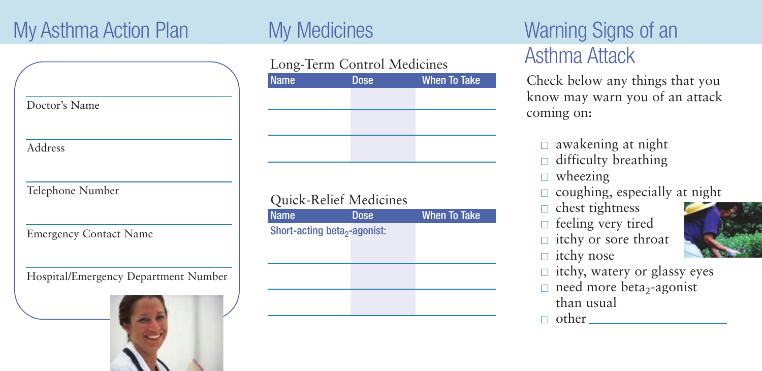# My Asthma Action Plan

Doctor's Name

Address

Telephone Number

Emergency Contact Name

Hospital/Emergency Department Number

# My Medicines

## Long-Term Control Medicines

| Name | Dose | When To Take |
|---|---|---|
| | | |
| | | |
| | | |

## Quick-Relief Medicines

| Name | Dose | When To Take |
|---|---|---|
| Short-acting $beta_2$-agonist: | | |
| | | |
| | | |

# Warning Signs of an Asthma Attack

Check below any things that you know may warn you of an attack coming on:

- ☐ awakening at night
- ☐ difficulty breathing
- ☐ wheezing
- ☐ coughing, especially at night
- ☐ chest tightness
- ☐ feeling very tired
- ☐ itchy or sore throat
- ☐ itchy nose
- ☐ itchy, watery or glassy eyes
- ☐ need more $beta_2$-agonist than usual
- ☐ other ____________________